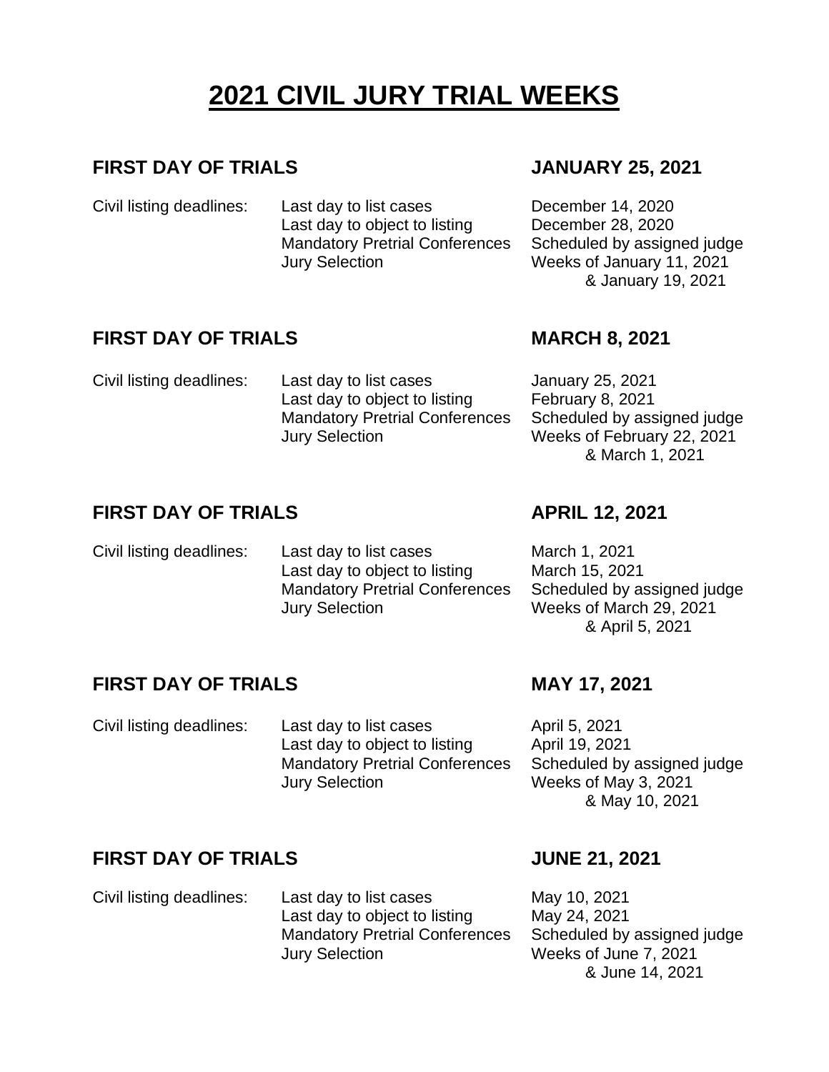# 2021 CIVIL JURY TRIAL WEEKS

## FIRST DAY OF TRIALS — JANUARY 25, 2021

| Civil listing deadlines: | | |
|---|---|---|
| | Last day to list cases | December 14, 2020 |
| | Last day to object to listing | December 28, 2020 |
| | Mandatory Pretrial Conferences | Scheduled by assigned judge |
| | Jury Selection | Weeks of January 11, 2021 & January 19, 2021 |

## FIRST DAY OF TRIALS — MARCH 8, 2021

| Civil listing deadlines: | | |
|---|---|---|
| | Last day to list cases | January 25, 2021 |
| | Last day to object to listing | February 8, 2021 |
| | Mandatory Pretrial Conferences | Scheduled by assigned judge |
| | Jury Selection | Weeks of February 22, 2021 & March 1, 2021 |

## FIRST DAY OF TRIALS — APRIL 12, 2021

| Civil listing deadlines: | | |
|---|---|---|
| | Last day to list cases | March 1, 2021 |
| | Last day to object to listing | March 15, 2021 |
| | Mandatory Pretrial Conferences | Scheduled by assigned judge |
| | Jury Selection | Weeks of March 29, 2021 & April 5, 2021 |

## FIRST DAY OF TRIALS — MAY 17, 2021

| Civil listing deadlines: | | |
|---|---|---|
| | Last day to list cases | April 5, 2021 |
| | Last day to object to listing | April 19, 2021 |
| | Mandatory Pretrial Conferences | Scheduled by assigned judge |
| | Jury Selection | Weeks of May 3, 2021 & May 10, 2021 |

## FIRST DAY OF TRIALS — JUNE 21, 2021

| Civil listing deadlines: | | |
|---|---|---|
| | Last day to list cases | May 10, 2021 |
| | Last day to object to listing | May 24, 2021 |
| | Mandatory Pretrial Conferences | Scheduled by assigned judge |
| | Jury Selection | Weeks of June 7, 2021 & June 14, 2021 |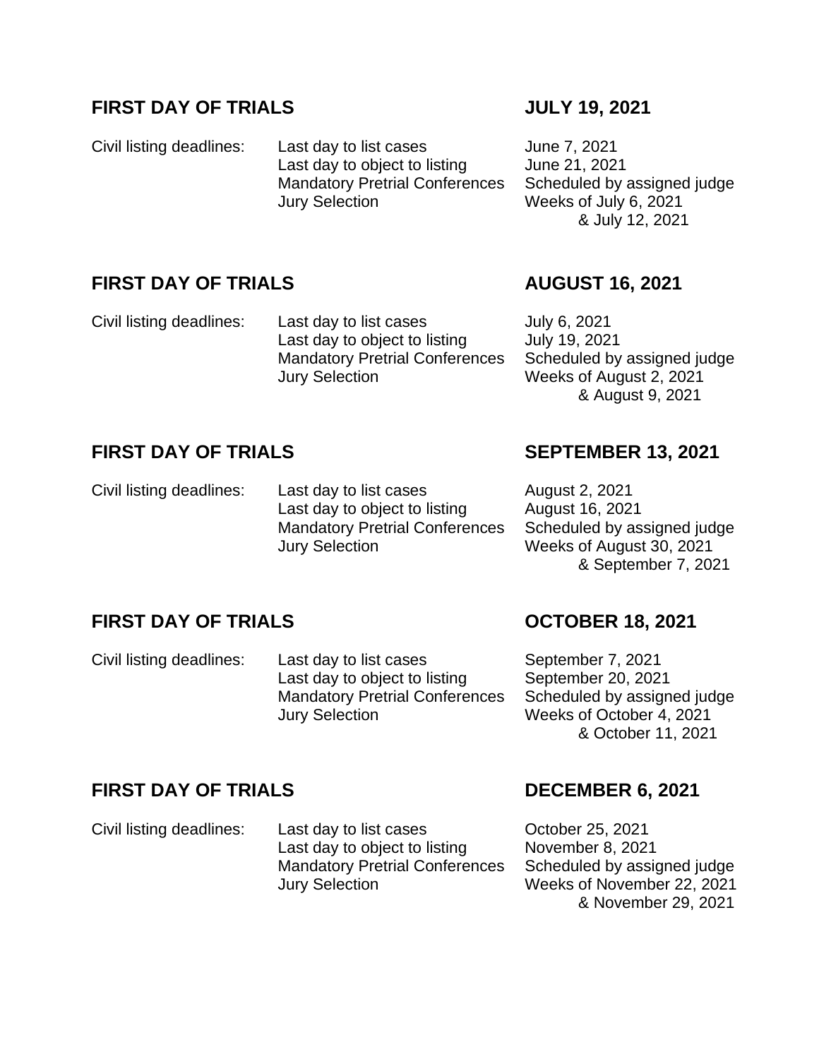## FIRST DAY OF TRIALS — JULY 19, 2021

| | | |
|---|---|---|
| Civil listing deadlines: | Last day to list cases | June 7, 2021 |
| | Last day to object to listing | June 21, 2021 |
| | Mandatory Pretrial Conferences | Scheduled by assigned judge |
| | Jury Selection | Weeks of July 6, 2021 & July 12, 2021 |

## FIRST DAY OF TRIALS — AUGUST 16, 2021

| | | |
|---|---|---|
| Civil listing deadlines: | Last day to list cases | July 6, 2021 |
| | Last day to object to listing | July 19, 2021 |
| | Mandatory Pretrial Conferences | Scheduled by assigned judge |
| | Jury Selection | Weeks of August 2, 2021 & August 9, 2021 |

## FIRST DAY OF TRIALS — SEPTEMBER 13, 2021

| | | |
|---|---|---|
| Civil listing deadlines: | Last day to list cases | August 2, 2021 |
| | Last day to object to listing | August 16, 2021 |
| | Mandatory Pretrial Conferences | Scheduled by assigned judge |
| | Jury Selection | Weeks of August 30, 2021 & September 7, 2021 |

## FIRST DAY OF TRIALS — OCTOBER 18, 2021

| | | |
|---|---|---|
| Civil listing deadlines: | Last day to list cases | September 7, 2021 |
| | Last day to object to listing | September 20, 2021 |
| | Mandatory Pretrial Conferences | Scheduled by assigned judge |
| | Jury Selection | Weeks of October 4, 2021 & October 11, 2021 |

## FIRST DAY OF TRIALS — DECEMBER 6, 2021

| | | |
|---|---|---|
| Civil listing deadlines: | Last day to list cases | October 25, 2021 |
| | Last day to object to listing | November 8, 2021 |
| | Mandatory Pretrial Conferences | Scheduled by assigned judge |
| | Jury Selection | Weeks of November 22, 2021 & November 29, 2021 |